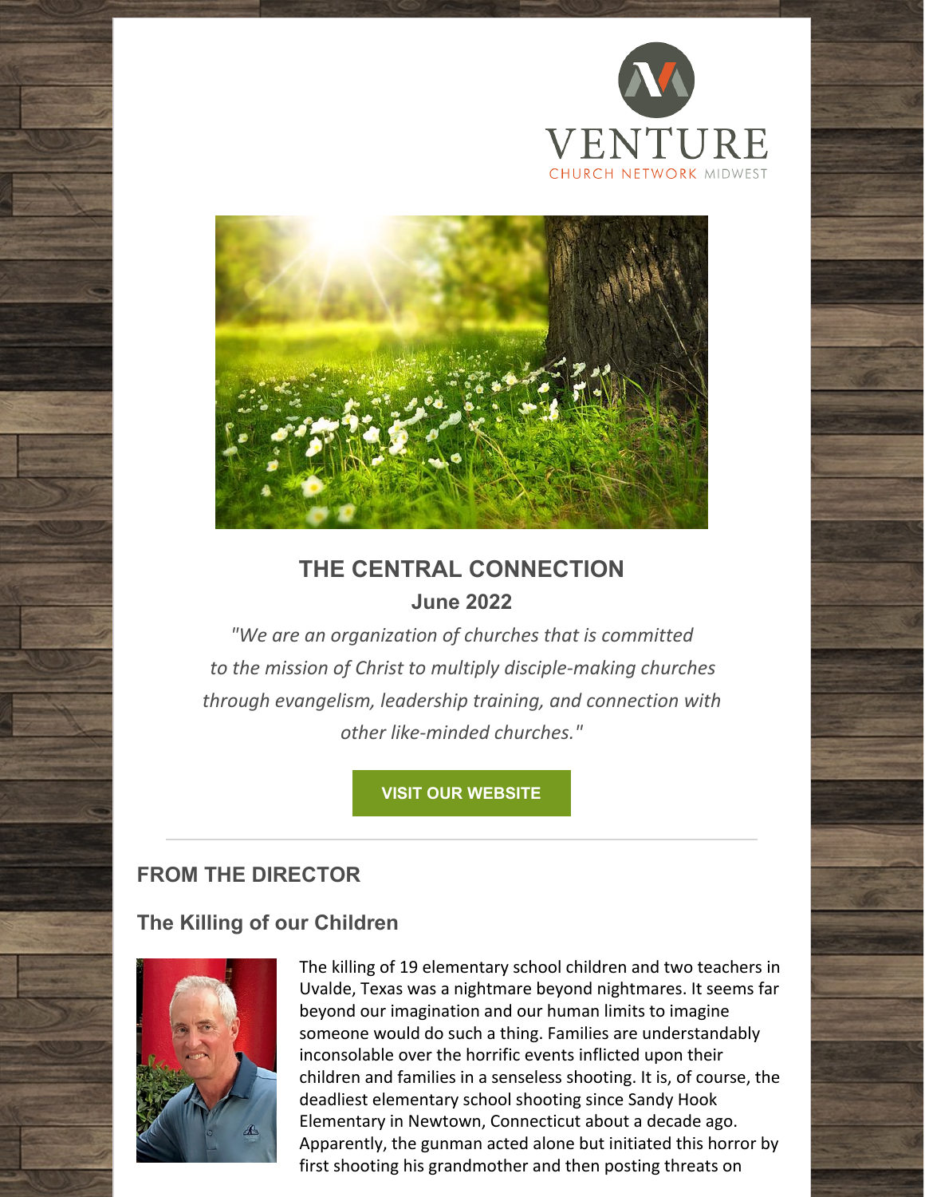VENTURE

CHURCH NETWORK MIDWEST

## THE CENTRAL CONNECTION

### June 2022

*"We are an organization of churches that is committed to the mission of Christ to multiply disciple-making churches through evangelism, leadership training, and connection with other like-minded churches."*

**VISIT OUR WEBSITE**

---

## FROM THE DIRECTOR

### The Killing of our Children

The killing of 19 elementary school children and two teachers in Uvalde, Texas was a nightmare beyond nightmares. It seems far beyond our imagination and our human limits to imagine someone would do such a thing. Families are understandably inconsolable over the horrific events inflicted upon their children and families in a senseless shooting. It is, of course, the deadliest elementary school shooting since Sandy Hook Elementary in Newtown, Connecticut about a decade ago. Apparently, the gunman acted alone but initiated this horror by first shooting his grandmother and then posting threats on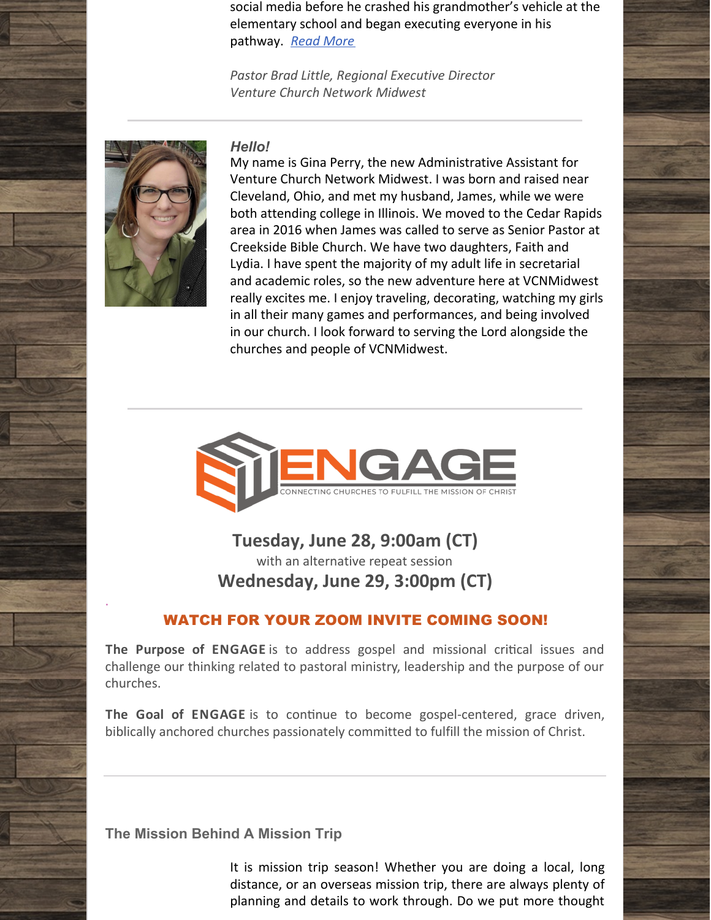social media before he crashed his grandmother's vehicle at the elementary school and began executing everyone in his pathway. [Read More]

*Pastor Brad Little, Regional Executive Director*
*Venture Church Network Midwest*

---

***Hello!***

My name is Gina Perry, the new Administrative Assistant for Venture Church Network Midwest. I was born and raised near Cleveland, Ohio, and met my husband, James, while we were both attending college in Illinois. We moved to the Cedar Rapids area in 2016 when James was called to serve as Senior Pastor at Creekside Bible Church. We have two daughters, Faith and Lydia. I have spent the majority of my adult life in secretarial and academic roles, so the new adventure here at VCNMidwest really excites me. I enjoy traveling, decorating, watching my girls in all their many games and performances, and being involved in our church. I look forward to serving the Lord alongside the churches and people of VCNMidwest.

---

ENGAGE
CONNECTING CHURCHES TO FULFILL THE MISSION OF CHRIST

## Tuesday, June 28, 9:00am (CT)

with an alternative repeat session

## Wednesday, June 29, 3:00pm (CT)

**WATCH FOR YOUR ZOOM INVITE COMING SOON!**

**The Purpose of ENGAGE** is to address gospel and missional critical issues and challenge our thinking related to pastoral ministry, leadership and the purpose of our churches.

**The Goal of ENGAGE** is to continue to become gospel-centered, grace driven, biblically anchored churches passionately committed to fulfill the mission of Christ.

---

### The Mission Behind A Mission Trip

It is mission trip season! Whether you are doing a local, long distance, or an overseas mission trip, there are always plenty of planning and details to work through. Do we put more thought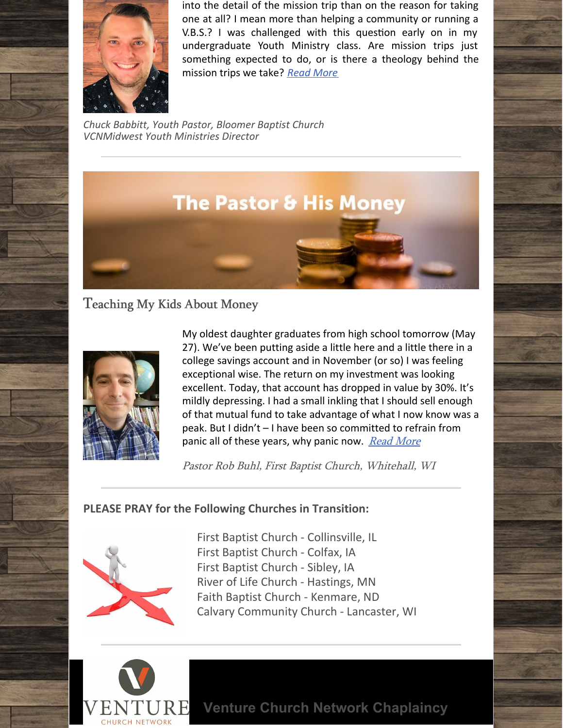into the detail of the mission trip than on the reason for taking one at all? I mean more than helping a community or running a V.B.S.? I was challenged with this question early on in my undergraduate Youth Ministry class. Are mission trips just something expected to do, or is there a theology behind the mission trips we take? [Read More](#)

*Chuck Babbitt, Youth Pastor, Bloomer Baptist Church*
*VCNMidwest Youth Ministries Director*

---

## The Pastor & His Money

### Teaching My Kids About Money

My oldest daughter graduates from high school tomorrow (May 27). We've been putting aside a little here and a little there in a college savings account and in November (or so) I was feeling exceptional wise. The return on my investment was looking excellent. Today, that account has dropped in value by 30%. It's mildly depressing. I had a small inkling that I should sell enough of that mutual fund to take advantage of what I now know was a peak. But I didn't – I have been so committed to refrain from panic all of these years, why panic now. [Read More](#)

*Pastor Rob Buhl, First Baptist Church, Whitehall, WI*

---

**PLEASE PRAY for the Following Churches in Transition:**

First Baptist Church - Collinsville, IL
First Baptist Church - Colfax, IA
First Baptist Church - Sibley, IA
River of Life Church - Hastings, MN
Faith Baptist Church - Kenmare, ND
Calvary Community Church - Lancaster, WI

---

VENTURE CHURCH NETWORK

**Venture Church Network Chaplaincy**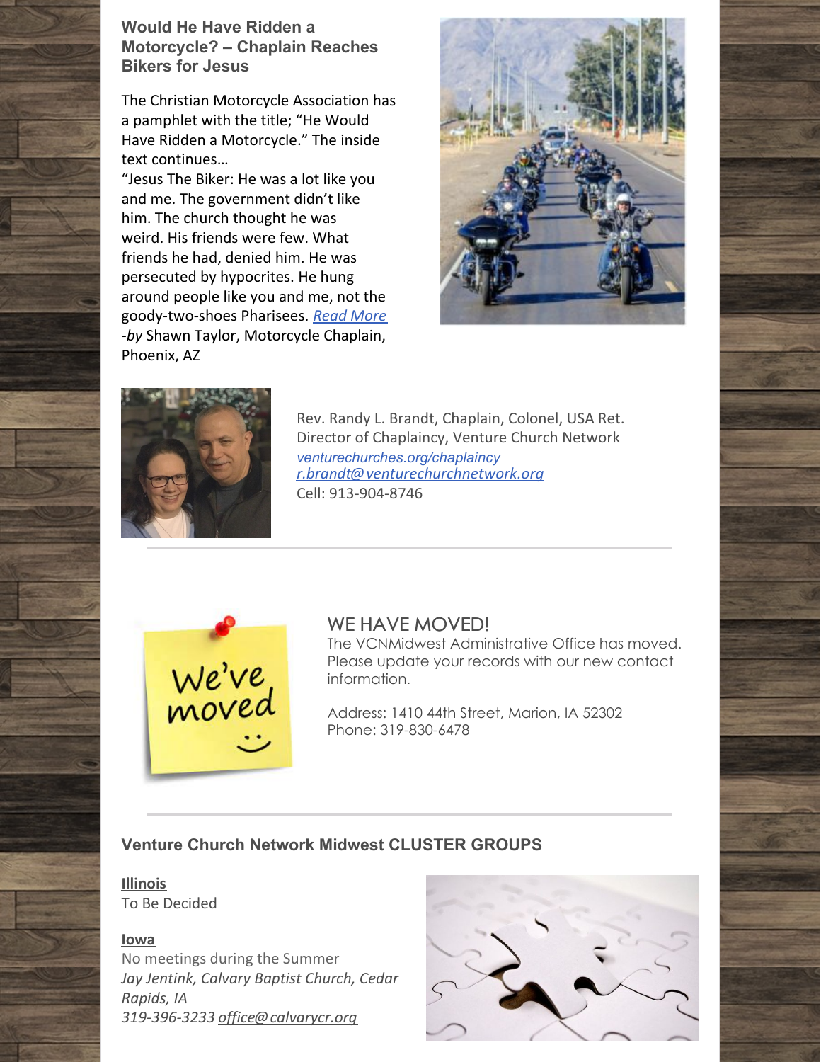### Would He Have Ridden a Motorcycle? – Chaplain Reaches Bikers for Jesus

The Christian Motorcycle Association has a pamphlet with the title; "He Would Have Ridden a Motorcycle." The inside text continues…
"Jesus The Biker: He was a lot like you and me. The government didn't like him. The church thought he was weird. His friends were few. What friends he had, denied him. He was persecuted by hypocrites. He hung around people like you and me, not the goody-two-shoes Pharisees. *Read More*
-*by* Shawn Taylor, Motorcycle Chaplain, Phoenix, AZ

Rev. Randy L. Brandt, Chaplain, Colonel, USA Ret.
Director of Chaplaincy, Venture Church Network
*venturechurches.org/chaplaincy*
*r.brandt@venturechurchnetwork.org*
Cell: 913-904-8746

---

## WE HAVE MOVED!

The VCNMidwest Administrative Office has moved. Please update your records with our new contact information.

Address: 1410 44th Street, Marion, IA 52302
Phone: 319-830-6478

---

### Venture Church Network Midwest CLUSTER GROUPS

**Illinois**
To Be Decided

**Iowa**
No meetings during the Summer
*Jay Jentink, Calvary Baptist Church, Cedar Rapids, IA*
*319-396-3233 office@calvarycr.org*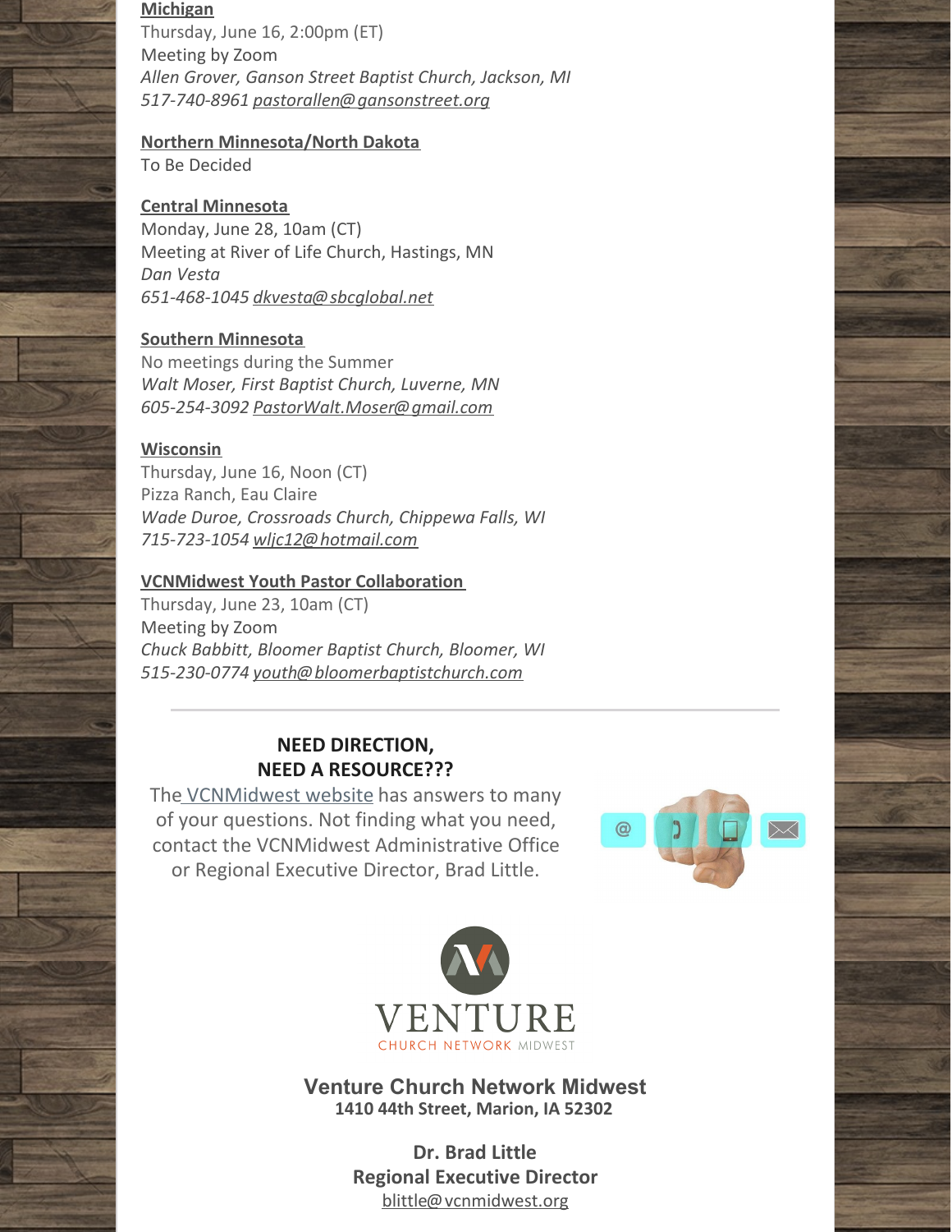**Michigan**
Thursday, June 16, 2:00pm (ET)
Meeting by Zoom
*Allen Grover, Ganson Street Baptist Church, Jackson, MI*
*517-740-8961* pastorallen@gansonstreet.org

**Northern Minnesota/North Dakota**
To Be Decided

**Central Minnesota**
Monday, June 28, 10am (CT)
Meeting at River of Life Church, Hastings, MN
*Dan Vesta*
*651-468-1045* dkvesta@sbcglobal.net

**Southern Minnesota**
No meetings during the Summer
*Walt Moser, First Baptist Church, Luverne, MN*
*605-254-3092* PastorWalt.Moser@gmail.com

**Wisconsin**
Thursday, June 16, Noon (CT)
Pizza Ranch, Eau Claire
*Wade Duroe, Crossroads Church, Chippewa Falls, WI*
*715-723-1054* wljc12@hotmail.com

**VCNMidwest Youth Pastor Collaboration**
Thursday, June 23, 10am (CT)
Meeting by Zoom
*Chuck Babbitt, Bloomer Baptist Church, Bloomer, WI*
*515-230-0774* youth@bloomerbaptistchurch.com

---

**NEED DIRECTION,**
**NEED A RESOURCE???**

The VCNMidwest website has answers to many of your questions. Not finding what you need, contact the VCNMidwest Administrative Office or Regional Executive Director, Brad Little.

VENTURE
CHURCH NETWORK MIDWEST

**Venture Church Network Midwest**
**1410 44th Street, Marion, IA 52302**

**Dr. Brad Little**
**Regional Executive Director**
blittle@vcnmidwest.org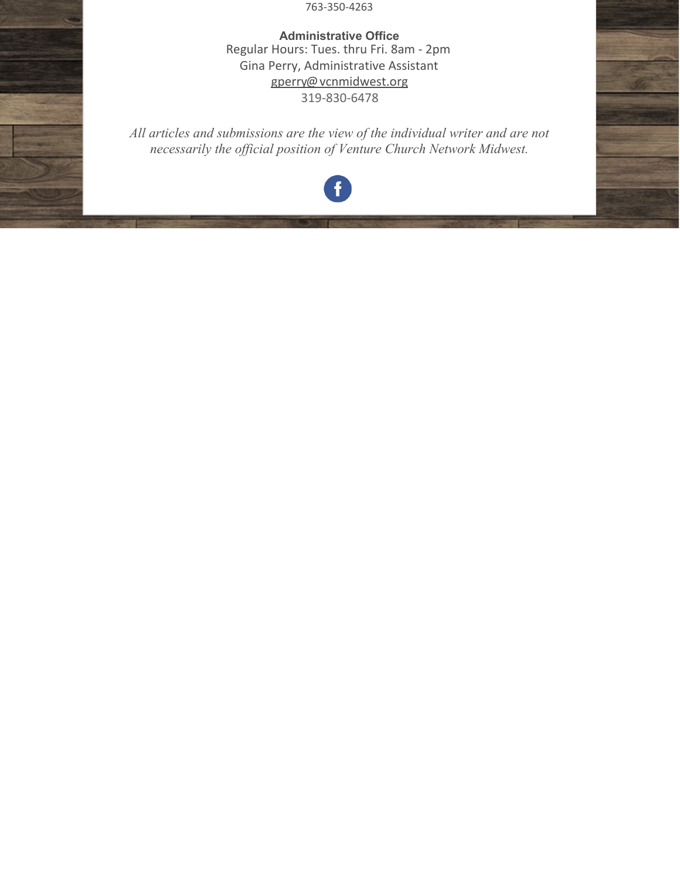763-350-4263

**Administrative Office**
Regular Hours: Tues. thru Fri. 8am - 2pm
Gina Perry, Administrative Assistant
gperry@ vcnmidwest.org
319-830-6478

*All articles and submissions are the view of the individual writer and are not necessarily the official position of Venture Church Network Midwest.*